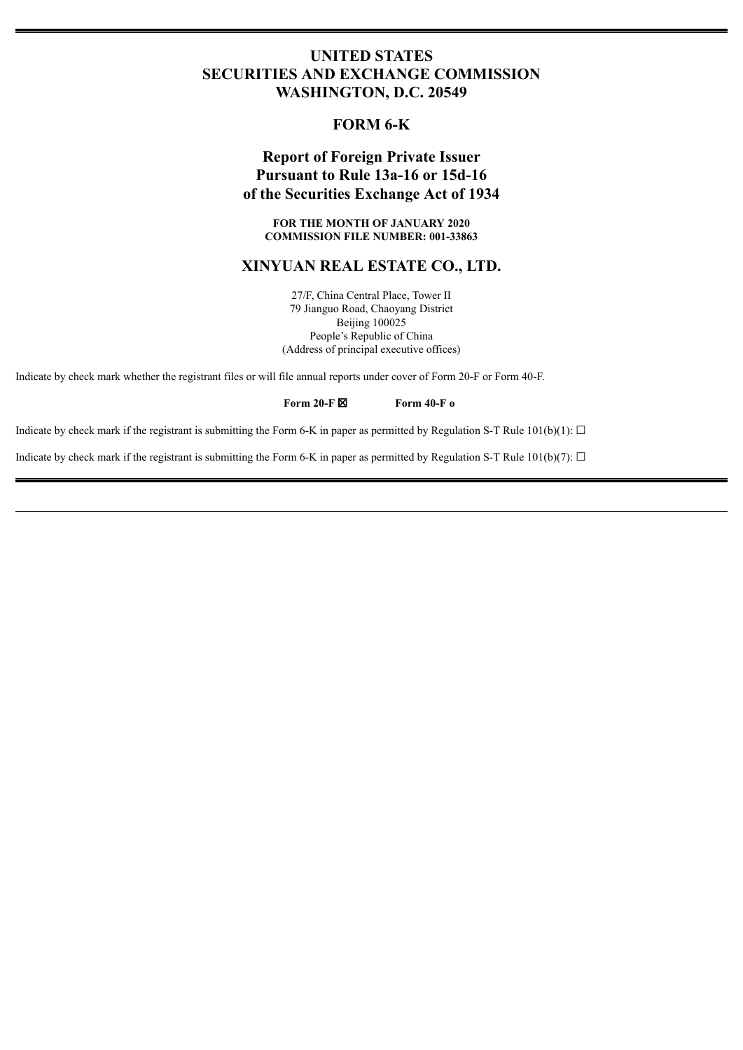# UNITED STATES
# SECURITIES AND EXCHANGE COMMISSION
# WASHINGTON, D.C. 20549

## FORM 6-K

## Report of Foreign Private Issuer
## Pursuant to Rule 13a-16 or 15d-16
## of the Securities Exchange Act of 1934

**FOR THE MONTH OF JANUARY 2020**
**COMMISSION FILE NUMBER: 001-33863**

## XINYUAN REAL ESTATE CO., LTD.

27/F, China Central Place, Tower II
79 Jianguo Road, Chaoyang District
Beijing 100025
People's Republic of China
(Address of principal executive offices)

Indicate by check mark whether the registrant files or will file annual reports under cover of Form 20-F or Form 40-F.

**Form 20-F** ☒ **Form 40-F** o

Indicate by check mark if the registrant is submitting the Form 6-K in paper as permitted by Regulation S-T Rule 101(b)(1): ☐

Indicate by check mark if the registrant is submitting the Form 6-K in paper as permitted by Regulation S-T Rule 101(b)(7): ☐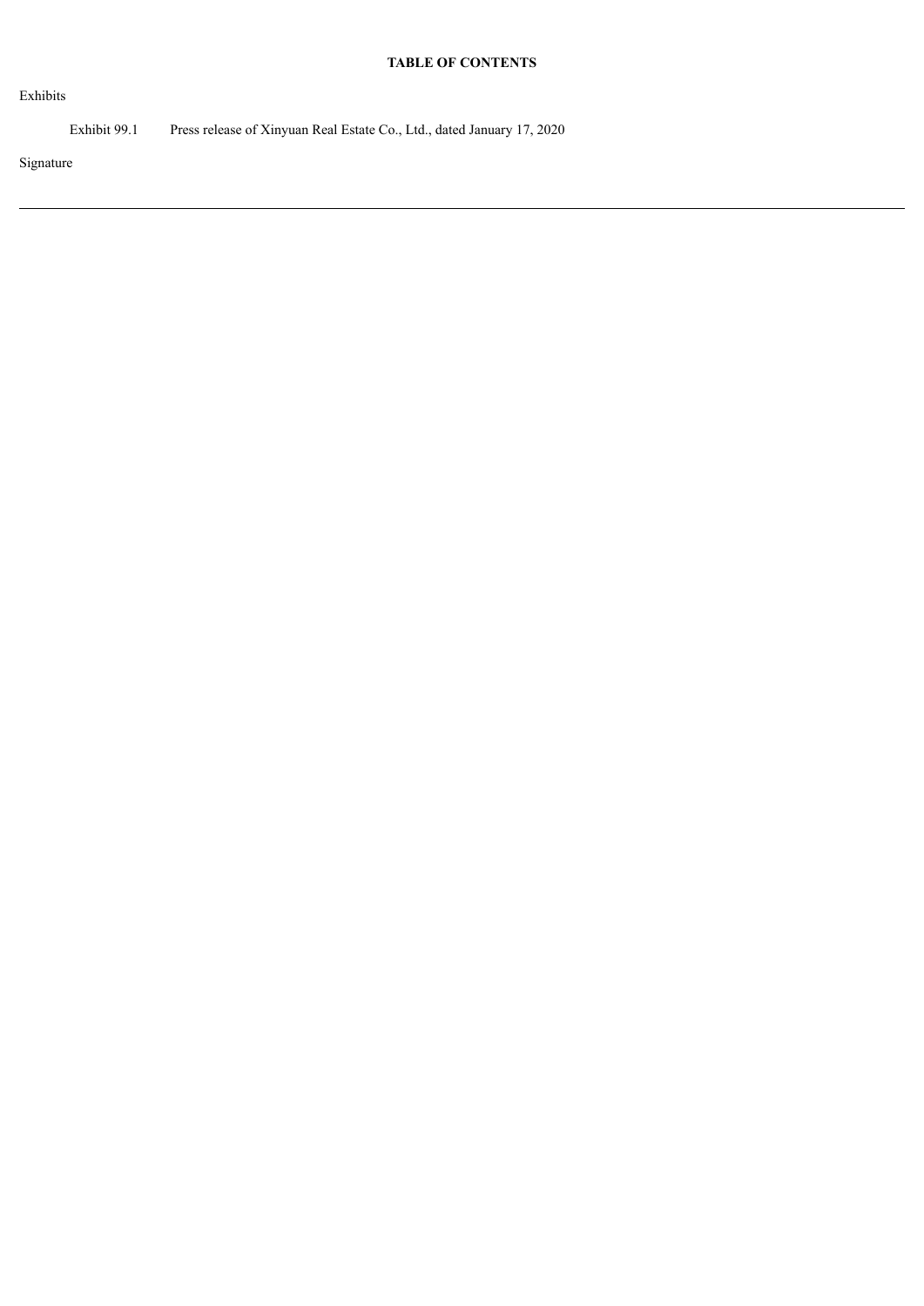**TABLE OF CONTENTS**

Exhibits

| | |
|---|---|
| Exhibit 99.1 | Press release of Xinyuan Real Estate Co., Ltd., dated January 17, 2020 |

Signature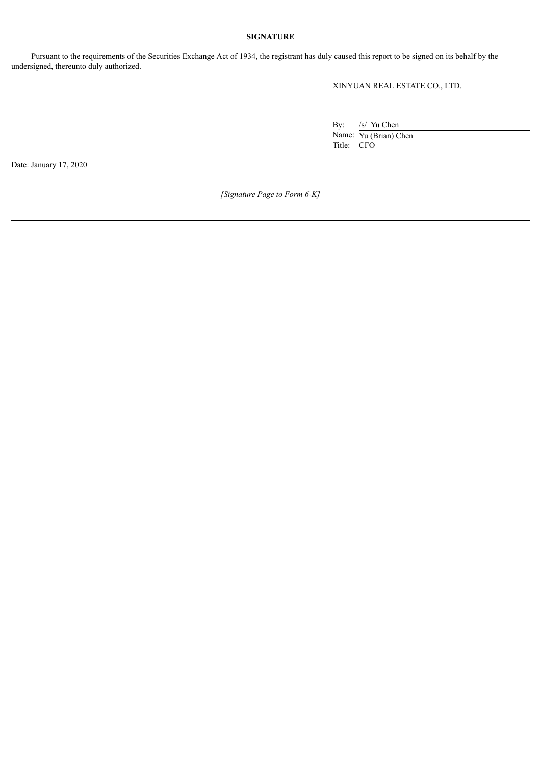**SIGNATURE**

Pursuant to the requirements of the Securities Exchange Act of 1934, the registrant has duly caused this report to be signed on its behalf by the undersigned, thereunto duly authorized.

XINYUAN REAL ESTATE CO., LTD.

By: /s/ Yu Chen
Name: Yu (Brian) Chen
Title: CFO

Date: January 17, 2020

*[Signature Page to Form 6-K]*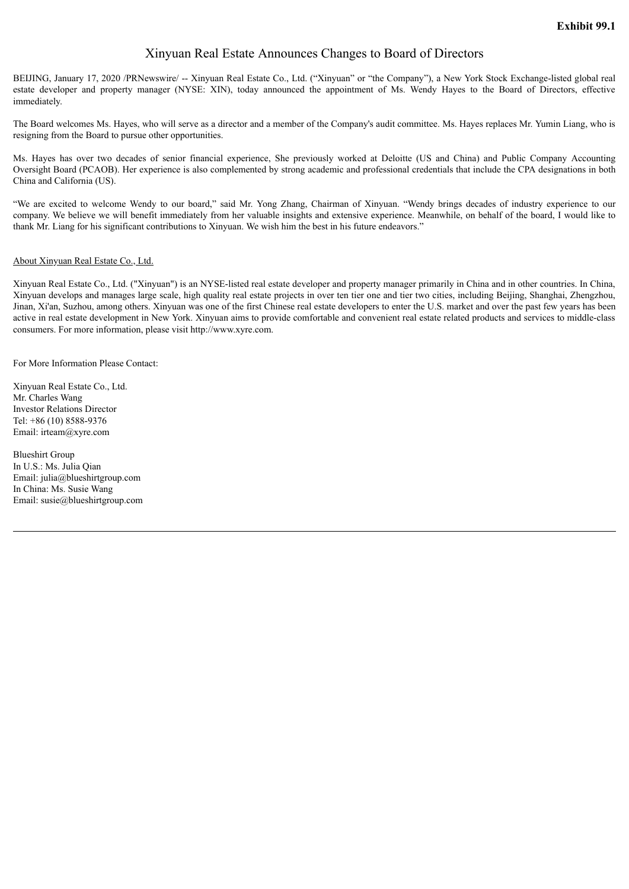**Exhibit 99.1**

# Xinyuan Real Estate Announces Changes to Board of Directors

BEIJING, January 17, 2020 /PRNewswire/ -- Xinyuan Real Estate Co., Ltd. ("Xinyuan" or "the Company"), a New York Stock Exchange-listed global real estate developer and property manager (NYSE: XIN), today announced the appointment of Ms. Wendy Hayes to the Board of Directors, effective immediately.

The Board welcomes Ms. Hayes, who will serve as a director and a member of the Company's audit committee. Ms. Hayes replaces Mr. Yumin Liang, who is resigning from the Board to pursue other opportunities.

Ms. Hayes has over two decades of senior financial experience, She previously worked at Deloitte (US and China) and Public Company Accounting Oversight Board (PCAOB). Her experience is also complemented by strong academic and professional credentials that include the CPA designations in both China and California (US).

"We are excited to welcome Wendy to our board," said Mr. Yong Zhang, Chairman of Xinyuan. "Wendy brings decades of industry experience to our company. We believe we will benefit immediately from her valuable insights and extensive experience. Meanwhile, on behalf of the board, I would like to thank Mr. Liang for his significant contributions to Xinyuan. We wish him the best in his future endeavors."

About Xinyuan Real Estate Co., Ltd.

Xinyuan Real Estate Co., Ltd. ("Xinyuan") is an NYSE-listed real estate developer and property manager primarily in China and in other countries. In China, Xinyuan develops and manages large scale, high quality real estate projects in over ten tier one and tier two cities, including Beijing, Shanghai, Zhengzhou, Jinan, Xi'an, Suzhou, among others. Xinyuan was one of the first Chinese real estate developers to enter the U.S. market and over the past few years has been active in real estate development in New York. Xinyuan aims to provide comfortable and convenient real estate related products and services to middle-class consumers. For more information, please visit http://www.xyre.com.

For More Information Please Contact:

Xinyuan Real Estate Co., Ltd.
Mr. Charles Wang
Investor Relations Director
Tel: +86 (10) 8588-9376
Email: irteam@xyre.com

Blueshirt Group
In U.S.: Ms. Julia Qian
Email: julia@blueshirtgroup.com
In China: Ms. Susie Wang
Email: susie@blueshirtgroup.com